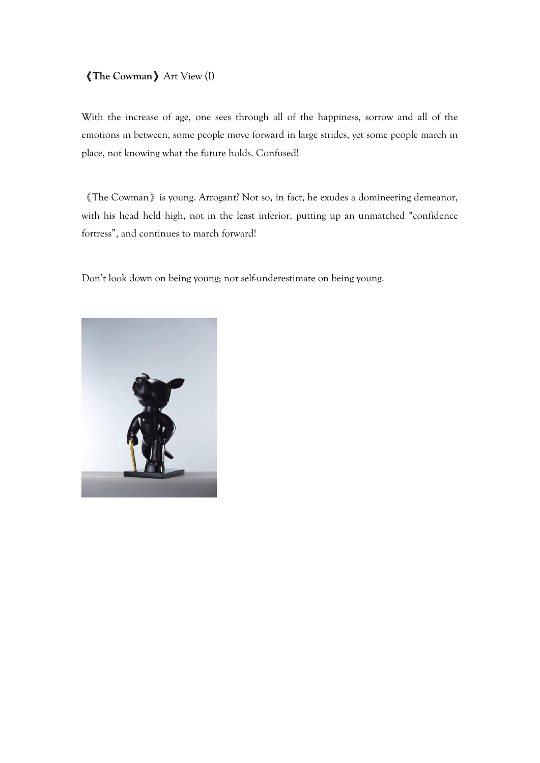**《The Cowman》** Art View (I)

With the increase of age, one sees through all of the happiness, sorrow and all of the emotions in between, some people move forward in large strides, yet some people march in place, not knowing what the future holds. Confused!

《The Cowman》is young. Arrogant? Not so, in fact, he exudes a domineering demeanor, with his head held high, not in the least inferior, putting up an unmatched "confidence fortress", and continues to march forward!

Don't look down on being young; nor self-underestimate on being young.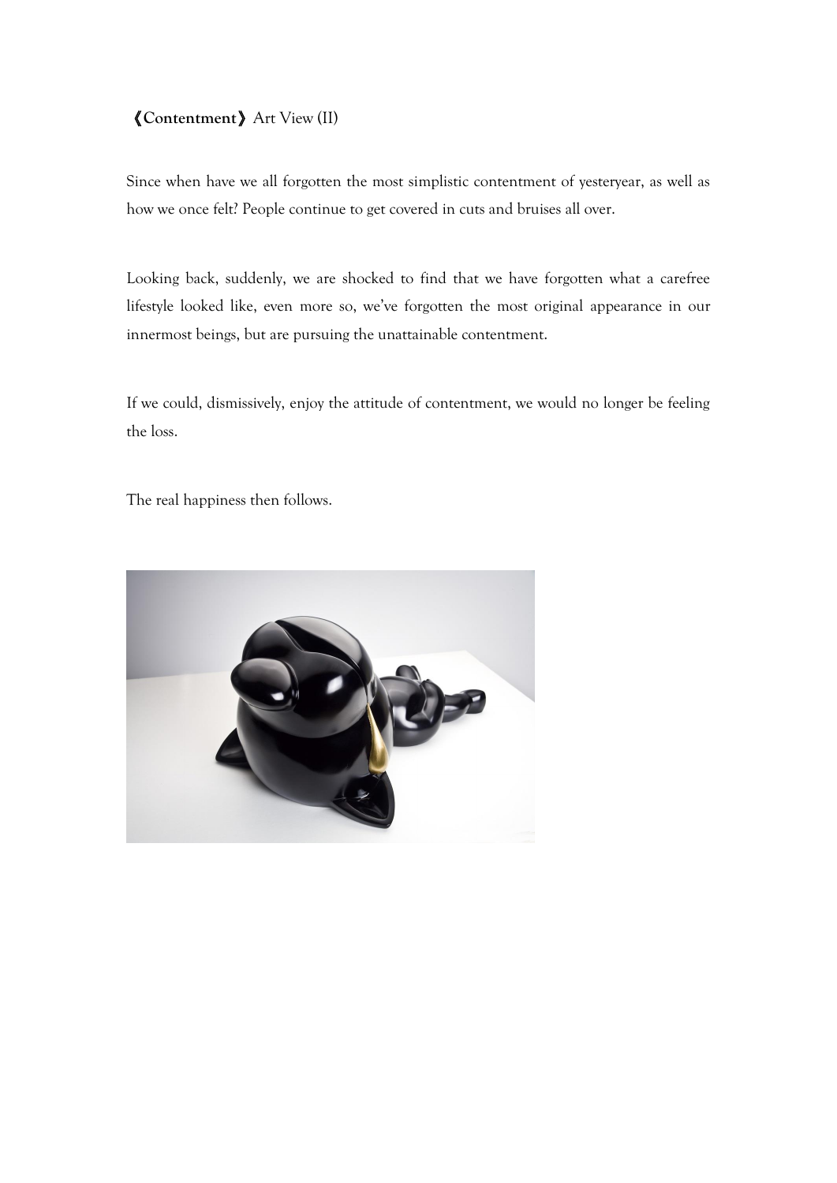**《Contentment》** Art View (II)

Since when have we all forgotten the most simplistic contentment of yesteryear, as well as how we once felt? People continue to get covered in cuts and bruises all over.

Looking back, suddenly, we are shocked to find that we have forgotten what a carefree lifestyle looked like, even more so, we've forgotten the most original appearance in our innermost beings, but are pursuing the unattainable contentment.

If we could, dismissively, enjoy the attitude of contentment, we would no longer be feeling the loss.

The real happiness then follows.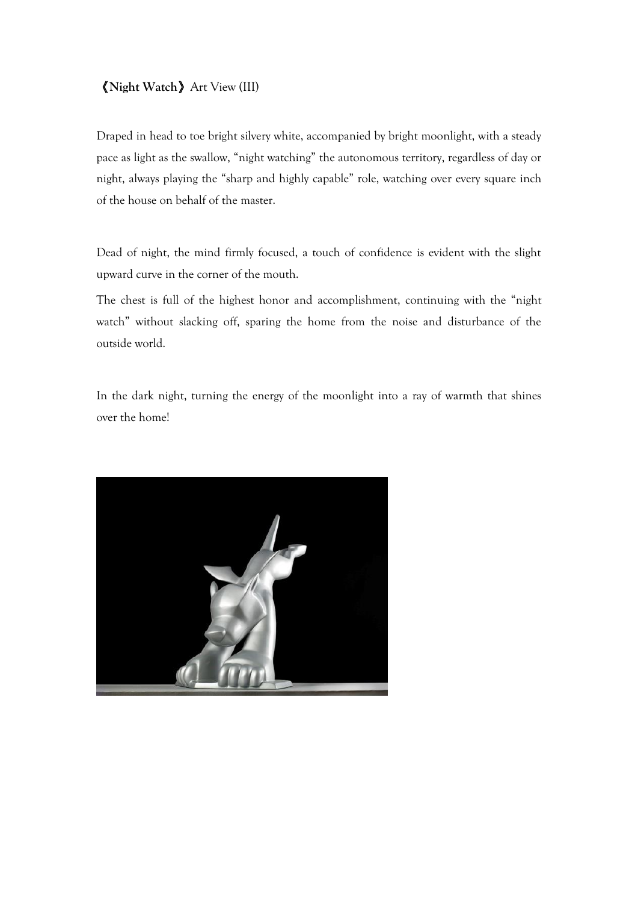**《Night Watch》** Art View (III)

Draped in head to toe bright silvery white, accompanied by bright moonlight, with a steady pace as light as the swallow, "night watching" the autonomous territory, regardless of day or night, always playing the "sharp and highly capable" role, watching over every square inch of the house on behalf of the master.

Dead of night, the mind firmly focused, a touch of confidence is evident with the slight upward curve in the corner of the mouth.

The chest is full of the highest honor and accomplishment, continuing with the "night watch" without slacking off, sparing the home from the noise and disturbance of the outside world.

In the dark night, turning the energy of the moonlight into a ray of warmth that shines over the home!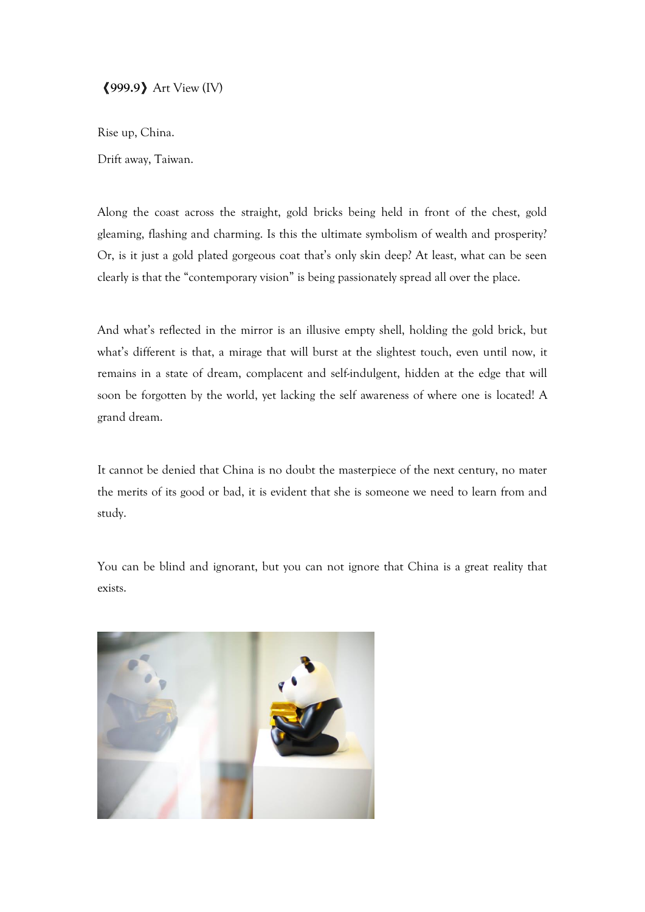**《999.9》** Art View (IV)

Rise up, China.

Drift away, Taiwan.

Along the coast across the straight, gold bricks being held in front of the chest, gold gleaming, flashing and charming. Is this the ultimate symbolism of wealth and prosperity? Or, is it just a gold plated gorgeous coat that's only skin deep? At least, what can be seen clearly is that the "contemporary vision" is being passionately spread all over the place.

And what's reflected in the mirror is an illusive empty shell, holding the gold brick, but what's different is that, a mirage that will burst at the slightest touch, even until now, it remains in a state of dream, complacent and self-indulgent, hidden at the edge that will soon be forgotten by the world, yet lacking the self awareness of where one is located! A grand dream.

It cannot be denied that China is no doubt the masterpiece of the next century, no mater the merits of its good or bad, it is evident that she is someone we need to learn from and study.

You can be blind and ignorant, but you can not ignore that China is a great reality that exists.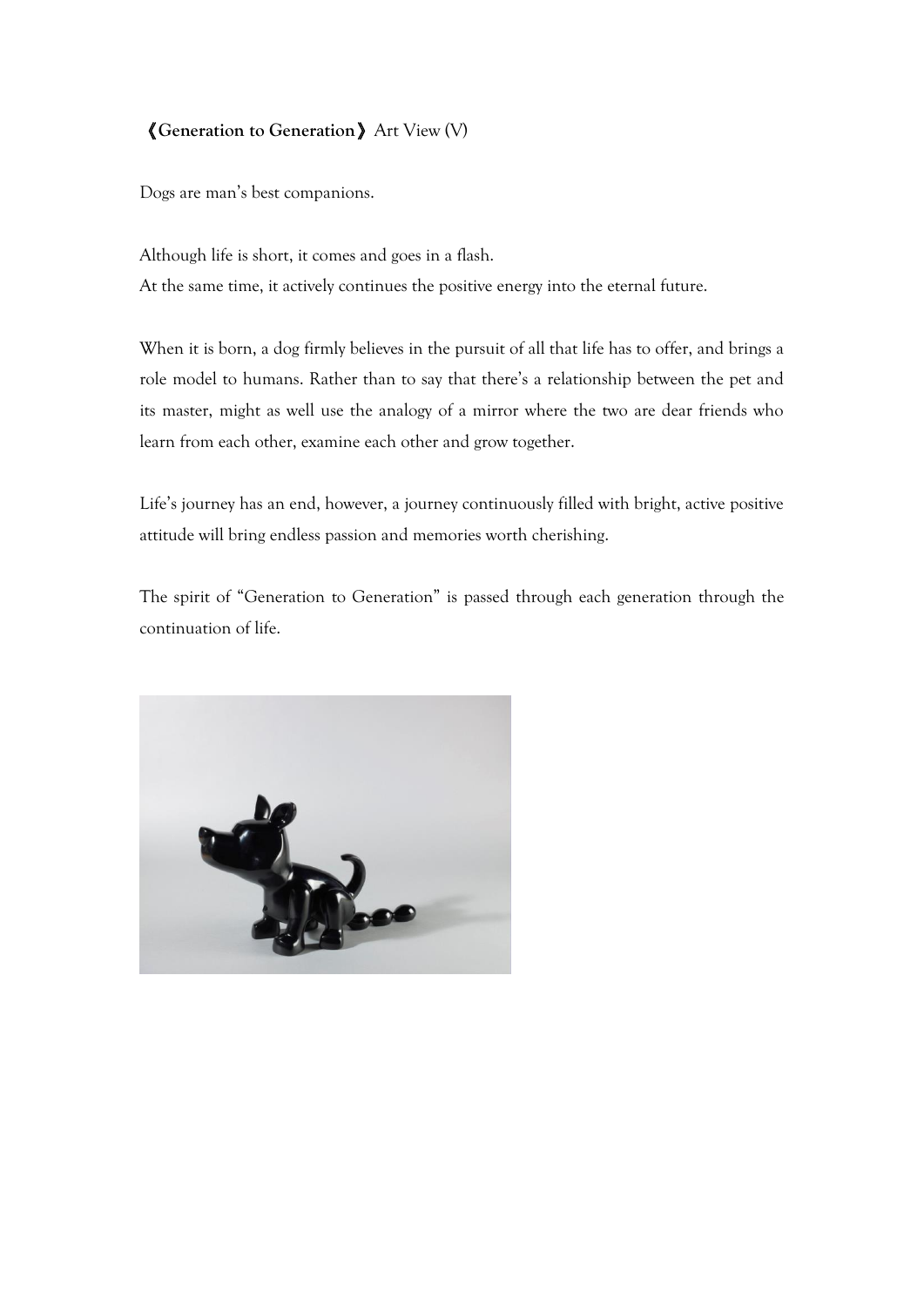**《Generation to Generation》** Art View (V)

Dogs are man's best companions.

Although life is short, it comes and goes in a flash.
At the same time, it actively continues the positive energy into the eternal future.

When it is born, a dog firmly believes in the pursuit of all that life has to offer, and brings a role model to humans. Rather than to say that there's a relationship between the pet and its master, might as well use the analogy of a mirror where the two are dear friends who learn from each other, examine each other and grow together.

Life's journey has an end, however, a journey continuously filled with bright, active positive attitude will bring endless passion and memories worth cherishing.

The spirit of "Generation to Generation" is passed through each generation through the continuation of life.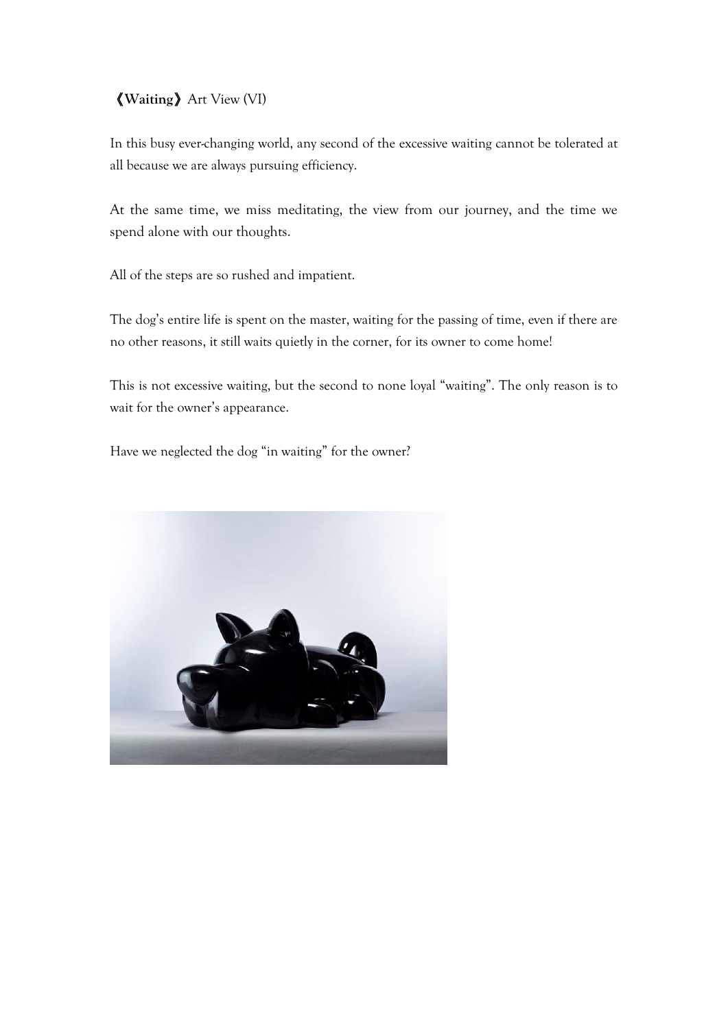**《Waiting》** Art View (VI)

In this busy ever-changing world, any second of the excessive waiting cannot be tolerated at all because we are always pursuing efficiency.

At the same time, we miss meditating, the view from our journey, and the time we spend alone with our thoughts.

All of the steps are so rushed and impatient.

The dog's entire life is spent on the master, waiting for the passing of time, even if there are no other reasons, it still waits quietly in the corner, for its owner to come home!

This is not excessive waiting, but the second to none loyal "waiting". The only reason is to wait for the owner's appearance.

Have we neglected the dog "in waiting" for the owner?